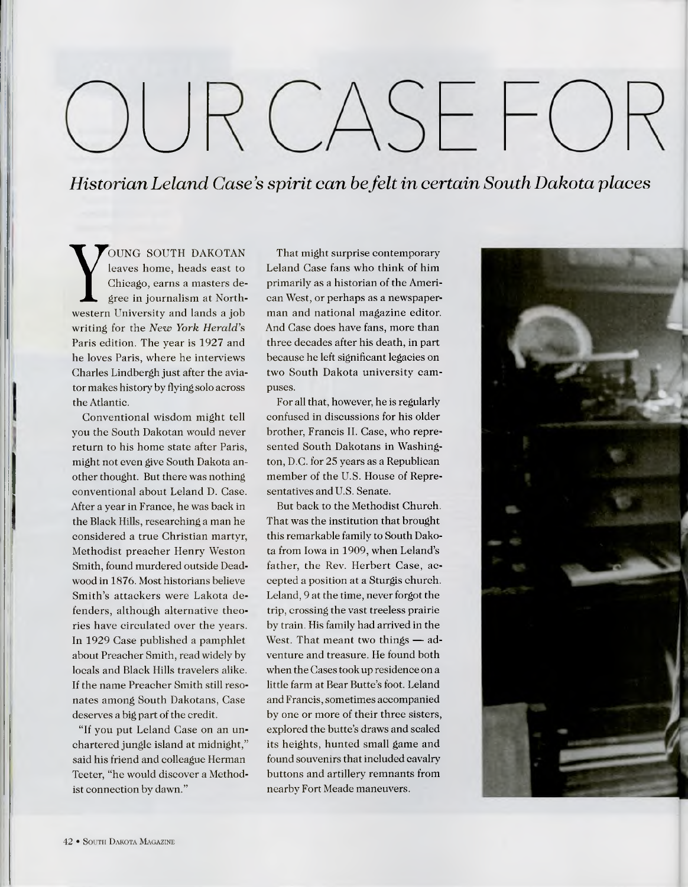# OUR CASE FOR

*Historian Leland Case's spirit can be felt in certain South Dakota places*

YOUNG SOUTH DAKOTAN leaves home, heads east to Chicago, earns a masters degree in journalism at Northwestern University and lands a job writing for the *New York Herald's* Paris edition. The year is 1927 and he loves Paris, where he interviews Charles Lindbergh just after the aviator makes history by flying solo across the Atlantic.

Conventional wisdom might tell you the South Dakotan would never return to his home state after Paris, might not even give South Dakota another thought. But there was nothing conventional about Leland D. Case. After a year in France, he was back in the Black Hills, researching a man he considered a true Christian martyr, Methodist preacher Henry Weston Smith, found murdered outside Deadwood in 1876. Most historians believe Smith's attackers were Lakota defenders, although alternative theories have circulated over the years. In 1929 Case published a pamphlet about Preacher Smith, read widely by locals and Black Hills travelers alike. If the name Preacher Smith still resonates among South Dakotans, Case deserves a big part of the credit.

"If you put Leland Case on an unchartered jungle island at midnight," said his friend and colleague Herman Teeter, "he would discover a Methodist connection by dawn."

That might surprise contemporary Leland Case fans who think of him primarily as a historian of the American West, or perhaps as a newspaperman and national magazine editor. And Case does have fans, more than three decades after his death, in part because he left significant legacies on two South Dakota university campuses.

For all that, however, he is regularly confused in discussions for his older brother, Francis H. Case, who represented South Dakotans in Washington, D.C. for 25 years as a Republican member of the U.S. House of Representatives and U.S. Senate.

But back to the Methodist Church. That was the institution that brought this remarkable family to South Dakota from Iowa in 1909, when Leland's father, the Rev. Herbert Case, accepted a position at a Sturgis church. Leland, 9 at the time, never forgot the trip, crossing the vast treeless prairie by train. His family had arrived in the West. That meant two things — adventure and treasure. He found both when the Cases took up residence on a little farm at Bear Butte's foot. Leland and Francis, sometimes accompanied by one or more of their three sisters, explored the butte's draws and scaled its heights, hunted small game and found souvenirs that included cavalry buttons and artillery remnants from nearby Fort Meade maneuvers.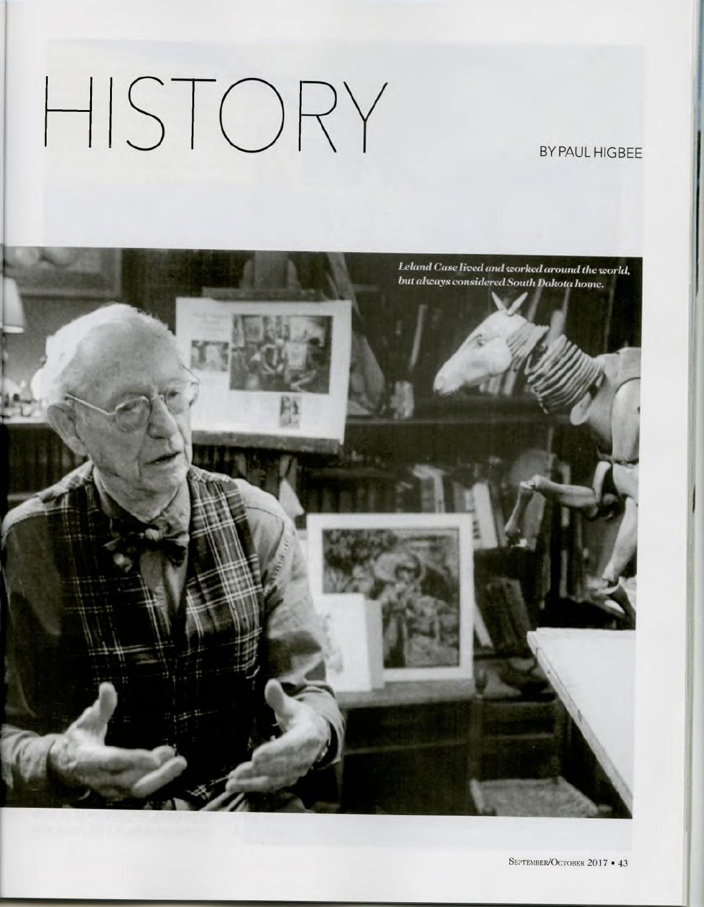# HISTORY

BY PAUL HIGBEE

*Leland Case lived and worked around the world, but always considered South Dakota home.*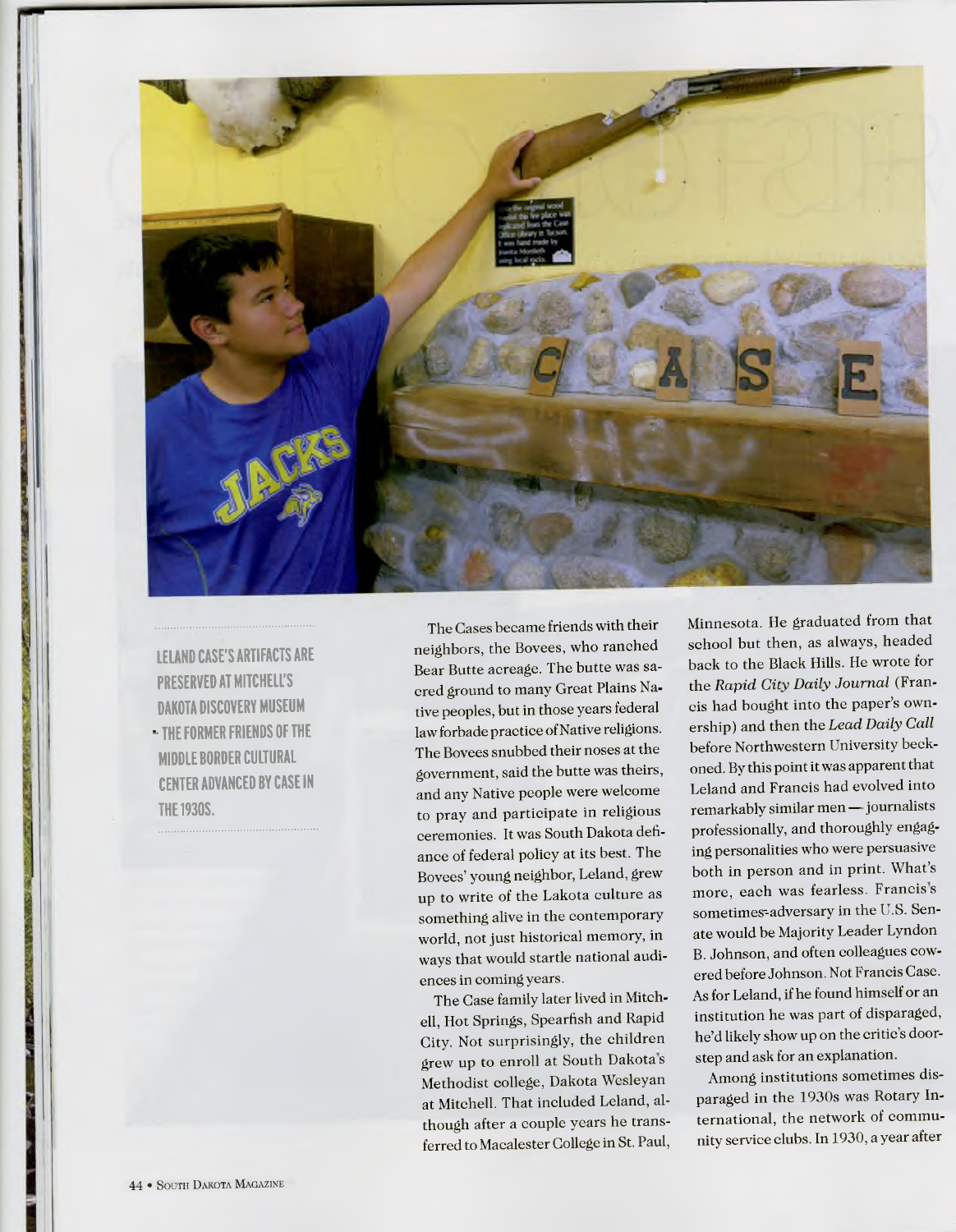LELAND CASE'S ARTIFACTS ARE PRESERVED AT MITCHELL'S DAKOTA DISCOVERY MUSEUM – THE FORMER FRIENDS OF THE MIDDLE BORDER CULTURAL CENTER ADVANCED BY CASE IN THE 1930S.

The Cases became friends with their neighbors, the Bovees, who ranched Bear Butte acreage. The butte was sacred ground to many Great Plains Native peoples, but in those years federal law forbade practice of Native religions. The Bovees snubbed their noses at the government, said the butte was theirs, and any Native people were welcome to pray and participate in religious ceremonies. It was South Dakota defiance of federal policy at its best. The Bovees' young neighbor, Leland, grew up to write of the Lakota culture as something alive in the contemporary world, not just historical memory, in ways that would startle national audiences in coming years.

The Case family later lived in Mitchell, Hot Springs, Spearfish and Rapid City. Not surprisingly, the children grew up to enroll at South Dakota's Methodist college, Dakota Wesleyan at Mitchell. That included Leland, although after a couple years he transferred to Macalester College in St. Paul, Minnesota. He graduated from that school but then, as always, headed back to the Black Hills. He wrote for the *Rapid City Daily Journal* (Francis had bought into the paper's ownership) and then the *Lead Daily Call* before Northwestern University beckoned. By this point it was apparent that Leland and Francis had evolved into remarkably similar men — journalists professionally, and thoroughly engaging personalities who were persuasive both in person and in print. What's more, each was fearless. Francis's sometimes-adversary in the U.S. Senate would be Majority Leader Lyndon B. Johnson, and often colleagues cowered before Johnson. Not Francis Case. As for Leland, if he found himself or an institution he was part of disparaged, he'd likely show up on the critic's doorstep and ask for an explanation.

Among institutions sometimes disparaged in the 1930s was Rotary International, the network of community service clubs. In 1930, a year after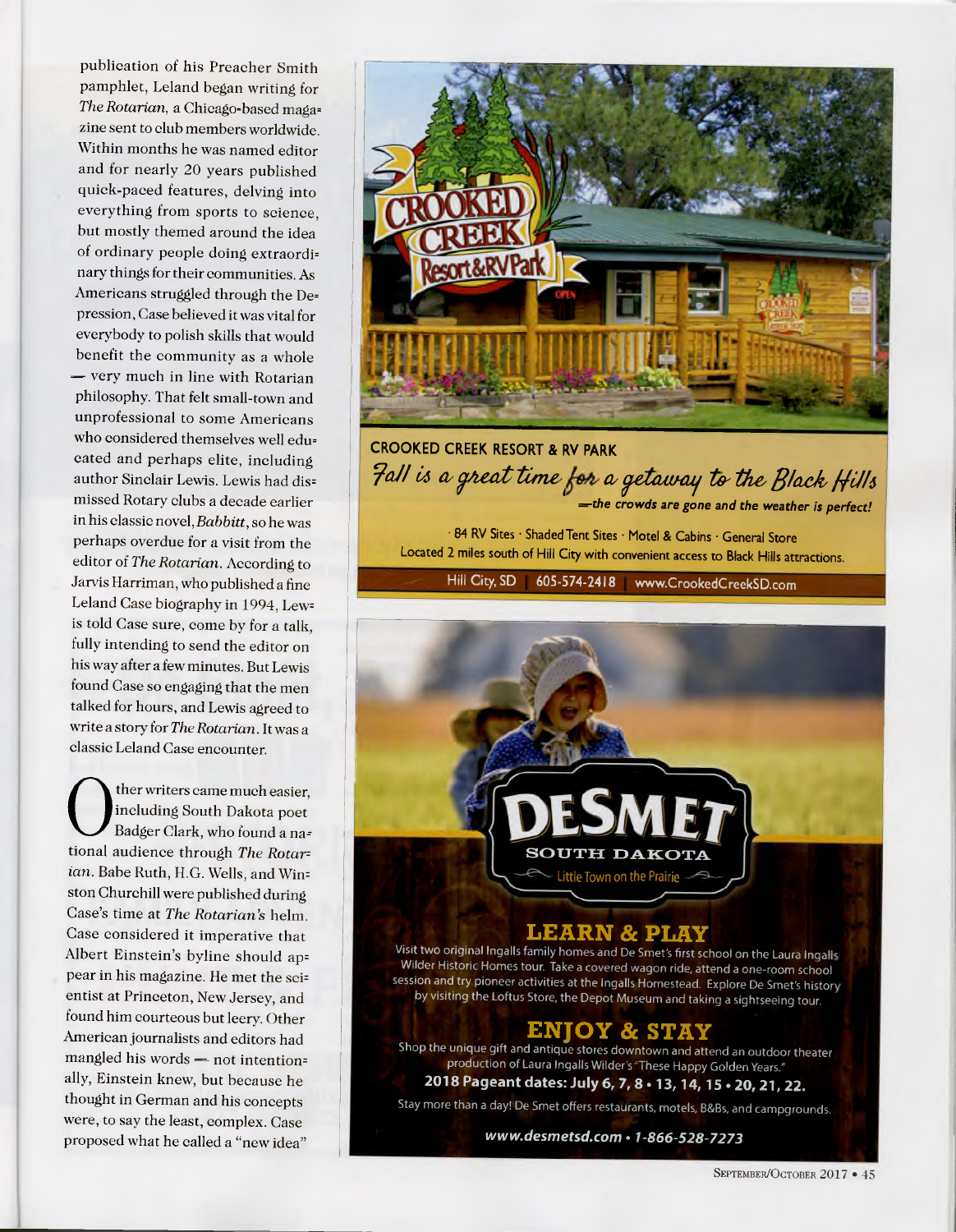publication of his Preacher Smith pamphlet, Leland began writing for *The Rotarian*, a Chicago-based magazine sent to club members worldwide. Within months he was named editor and for nearly 20 years published quick-paced features, delving into everything from sports to science, but mostly themed around the idea of ordinary people doing extraordinary things for their communities. As Americans struggled through the Depression, Case believed it was vital for everybody to polish skills that would benefit the community as a whole — very much in line with Rotarian philosophy. That felt small-town and unprofessional to some Americans who considered themselves well educated and perhaps elite, including author Sinclair Lewis. Lewis had dismissed Rotary clubs a decade earlier in his classic novel, *Babbitt*, so he was perhaps overdue for a visit from the editor of *The Rotarian*. According to Jarvis Harriman, who published a fine Leland Case biography in 1994, Lewis told Case sure, come by for a talk, fully intending to send the editor on his way after a few minutes. But Lewis found Case so engaging that the men talked for hours, and Lewis agreed to write a story for *The Rotarian*. It was a classic Leland Case encounter.

Other writers came much easier, including South Dakota poet Badger Clark, who found a national audience through *The Rotarian*. Babe Ruth, H.G. Wells, and Winston Churchill were published during Case's time at *The Rotarian's* helm. Case considered it imperative that Albert Einstein's byline should appear in his magazine. He met the scientist at Princeton, New Jersey, and found him courteous but leery. Other American journalists and editors had mangled his words — not intentionally, Einstein knew, but because he thought in German and his concepts were, to say the least, complex. Case proposed what he called a "new idea"

CROOKED CREEK Resort & RV Park

**CROOKED CREEK RESORT & RV PARK**

*Fall is a great time for a getaway to the Black Hills*

*—the crowds are gone and the weather is perfect!*

· 84 RV Sites · Shaded Tent Sites · Motel & Cabins · General Store
Located 2 miles south of Hill City with convenient access to Black Hills attractions.

Hill City, SD | 605-574-2418 | www.CrookedCreekSD.com

DESMET
SOUTH DAKOTA
Little Town on the Prairie

## LEARN & PLAY

Visit two original Ingalls family homes and De Smet's first school on the Laura Ingalls Wilder Historic Homes tour. Take a covered wagon ride, attend a one-room school session and try pioneer activities at the Ingalls Homestead. Explore De Smet's history by visiting the Loftus Store, the Depot Museum and taking a sightseeing tour.

## ENJOY & STAY

Shop the unique gift and antique stores downtown and attend an outdoor theater production of Laura Ingalls Wilder's "These Happy Golden Years."

**2018 Pageant dates: July 6, 7, 8 • 13, 14, 15 • 20, 21, 22.**

Stay more than a day! De Smet offers restaurants, motels, B&Bs, and campgrounds.

***www.desmetsd.com • 1-866-528-7273***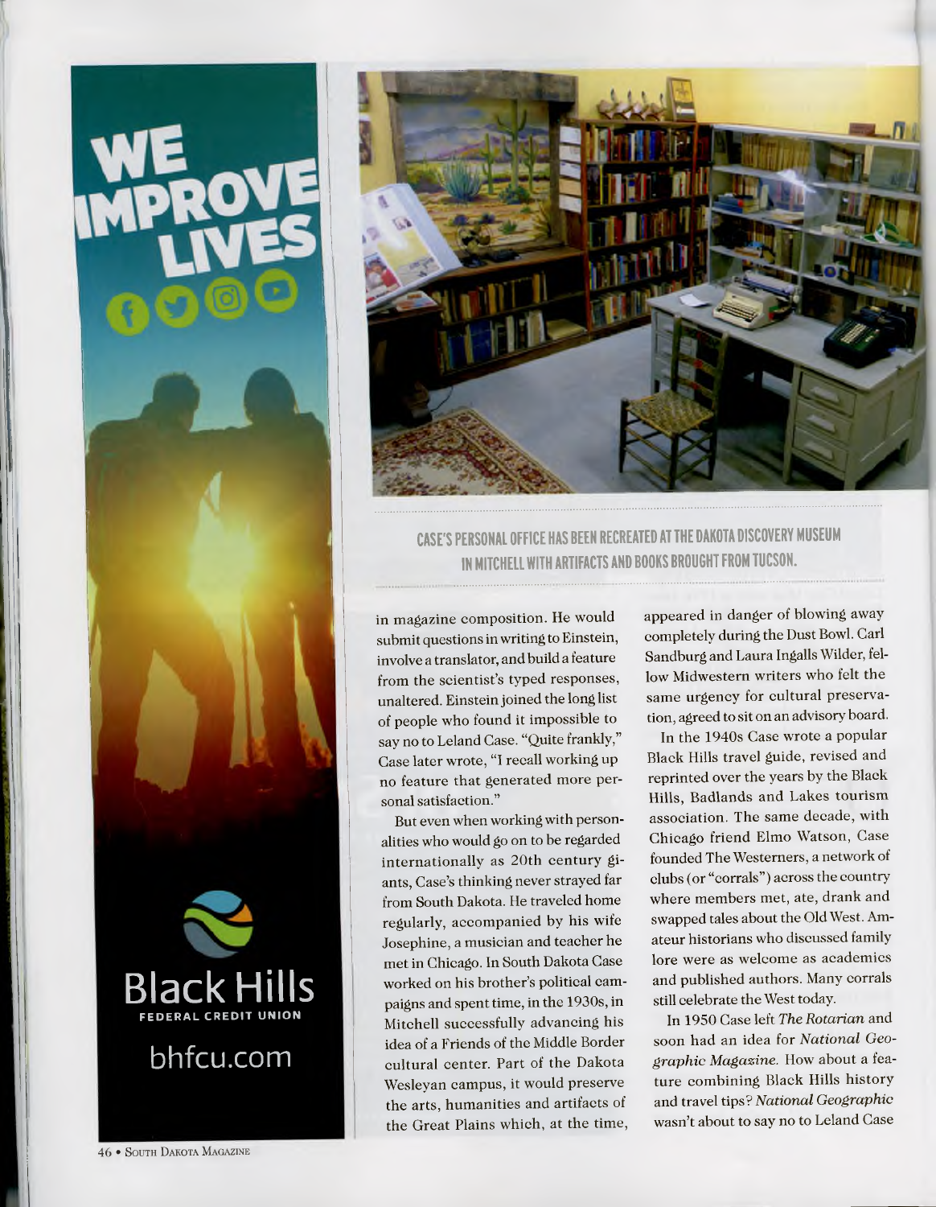CASE'S PERSONAL OFFICE HAS BEEN RECREATED AT THE DAKOTA DISCOVERY MUSEUM IN MITCHELL WITH ARTIFACTS AND BOOKS BROUGHT FROM TUCSON.

in magazine composition. He would submit questions in writing to Einstein, involve a translator, and build a feature from the scientist's typed responses, unaltered. Einstein joined the long list of people who found it impossible to say no to Leland Case. "Quite frankly," Case later wrote, "I recall working up no feature that generated more personal satisfaction."

But even when working with personalities who would go on to be regarded internationally as 20th century giants, Case's thinking never strayed far from South Dakota. He traveled home regularly, accompanied by his wife Josephine, a musician and teacher he met in Chicago. In South Dakota Case worked on his brother's political campaigns and spent time, in the 1930s, in Mitchell successfully advancing his idea of a Friends of the Middle Border cultural center. Part of the Dakota Wesleyan campus, it would preserve the arts, humanities and artifacts of the Great Plains which, at the time, appeared in danger of blowing away completely during the Dust Bowl. Carl Sandburg and Laura Ingalls Wilder, fellow Midwestern writers who felt the same urgency for cultural preservation, agreed to sit on an advisory board.

In the 1940s Case wrote a popular Black Hills travel guide, revised and reprinted over the years by the Black Hills, Badlands and Lakes tourism association. The same decade, with Chicago friend Elmo Watson, Case founded The Westerners, a network of clubs (or "corrals") across the country where members met, ate, drank and swapped tales about the Old West. Amateur historians who discussed family lore were as welcome as academics and published authors. Many corrals still celebrate the West today.

In 1950 Case left *The Rotarian* and soon had an idea for *National Geographic Magazine*. How about a feature combining Black Hills history and travel tips? *National Geographic* wasn't about to say no to Leland Case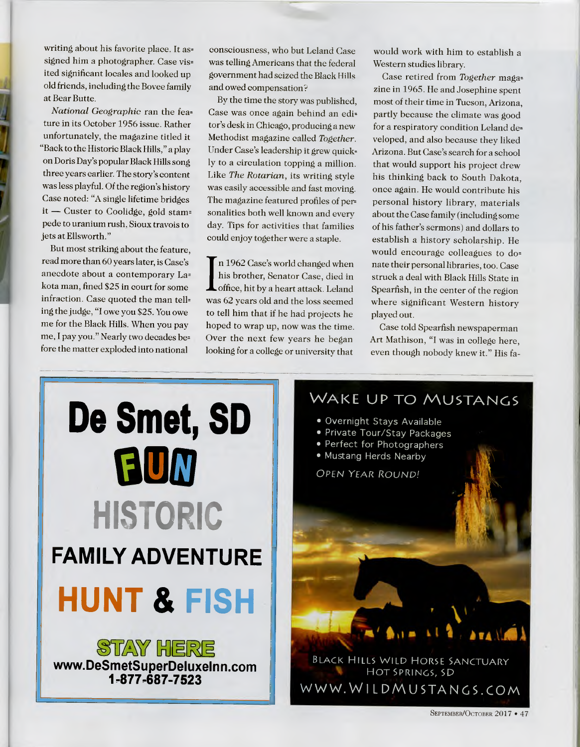writing about his favorite place. It assigned him a photographer. Case visited significant locales and looked up old friends, including the Bovee family at Bear Butte.

*National Geographic* ran the feature in its October 1956 issue. Rather unfortunately, the magazine titled it "Back to the Historic Black Hills," a play on Doris Day's popular Black Hills song three years earlier. The story's content was less playful. Of the region's history Case noted: "A single lifetime bridges it — Custer to Coolidge, gold stampede to uranium rush, Sioux travois to jets at Ellsworth."

But most striking about the feature, read more than 60 years later, is Case's anecdote about a contemporary Lakota man, fined $25 in court for some infraction. Case quoted the man telling the judge, "I owe you $25. You owe me for the Black Hills. When you pay me, I pay you." Nearly two decades before the matter exploded into national consciousness, who but Leland Case was telling Americans that the federal government had seized the Black Hills and owed compensation?

By the time the story was published, Case was once again behind an editor's desk in Chicago, producing a new Methodist magazine called *Together*. Under Case's leadership it grew quickly to a circulation topping a million. Like *The Rotarian*, its writing style was easily accessible and fast moving. The magazine featured profiles of personalities both well known and every day. Tips for activities that families could enjoy together were a staple.

In 1962 Case's world changed when his brother, Senator Case, died in office, hit by a heart attack. Leland was 62 years old and the loss seemed to tell him that if he had projects he hoped to wrap up, now was the time. Over the next few years he began looking for a college or university that would work with him to establish a Western studies library.

Case retired from *Together* magazine in 1965. He and Josephine spent most of their time in Tucson, Arizona, partly because the climate was good for a respiratory condition Leland developed, and also because they liked Arizona. But Case's search for a school that would support his project drew his thinking back to South Dakota, once again. He would contribute his personal history library, materials about the Case family (including some of his father's sermons) and dollars to establish a history scholarship. He would encourage colleagues to donate their personal libraries, too. Case struck a deal with Black Hills State in Spearfish, in the center of the region where significant Western history played out.

Case told Spearfish newspaperman Art Mathison, "I was in college here, even though nobody knew it." His fa-

**De Smet, SD**
**FUN**
**HISTORIC**
**FAMILY ADVENTURE**
**HUNT & FISH**
**STAY HERE**
www.DeSmetSuperDeluxeInn.com
1-877-687-7523

WAKE UP TO MUSTANGS

- Overnight Stays Available
- Private Tour/Stay Packages
- Perfect for Photographers
- Mustang Herds Nearby

*OPEN YEAR ROUND!*

BLACK HILLS WILD HORSE SANCTUARY
HOT SPRINGS, SD
WWW.WILDMUSTANGS.COM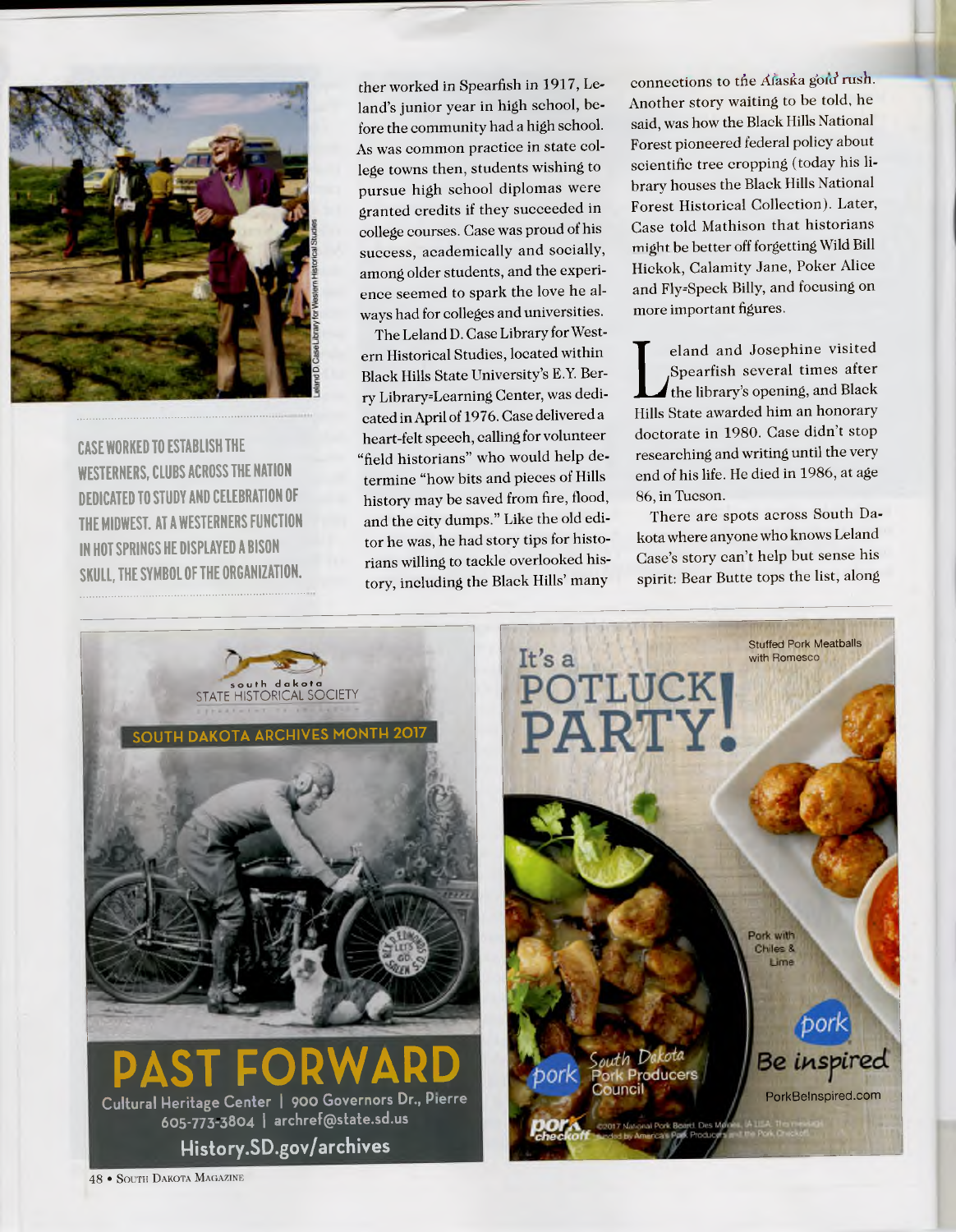CASE WORKED TO ESTABLISH THE WESTERNERS, CLUBS ACROSS THE NATION DEDICATED TO STUDY AND CELEBRATION OF THE MIDWEST. AT A WESTERNERS FUNCTION IN HOT SPRINGS HE DISPLAYED A BISON SKULL, THE SYMBOL OF THE ORGANIZATION.

ther worked in Spearfish in 1917, Leland's junior year in high school, before the community had a high school. As was common practice in state college towns then, students wishing to pursue high school diplomas were granted credits if they succeeded in college courses. Case was proud of his success, academically and socially, among older students, and the experience seemed to spark the love he always had for colleges and universities.

The Leland D. Case Library for Western Historical Studies, located within Black Hills State University's E.Y. Berry Library-Learning Center, was dedicated in April of 1976. Case delivered a heart-felt speech, calling for volunteer "field historians" who would help determine "how bits and pieces of Hills history may be saved from fire, flood, and the city dumps." Like the old editor he was, he had story tips for historians willing to tackle overlooked history, including the Black Hills' many connections to the Alaska gold rush. Another story waiting to be told, he said, was how the Black Hills National Forest pioneered federal policy about scientific tree cropping (today his library houses the Black Hills National Forest Historical Collection). Later, Case told Mathison that historians might be better off forgetting Wild Bill Hickok, Calamity Jane, Poker Alice and Fly-Speck Billy, and focusing on more important figures.

Leland and Josephine visited Spearfish several times after the library's opening, and Black Hills State awarded him an honorary doctorate in 1980. Case didn't stop researching and writing until the very end of his life. He died in 1986, at age 86, in Tucson.

There are spots across South Dakota where anyone who knows Leland Case's story can't help but sense his spirit: Bear Butte tops the list, along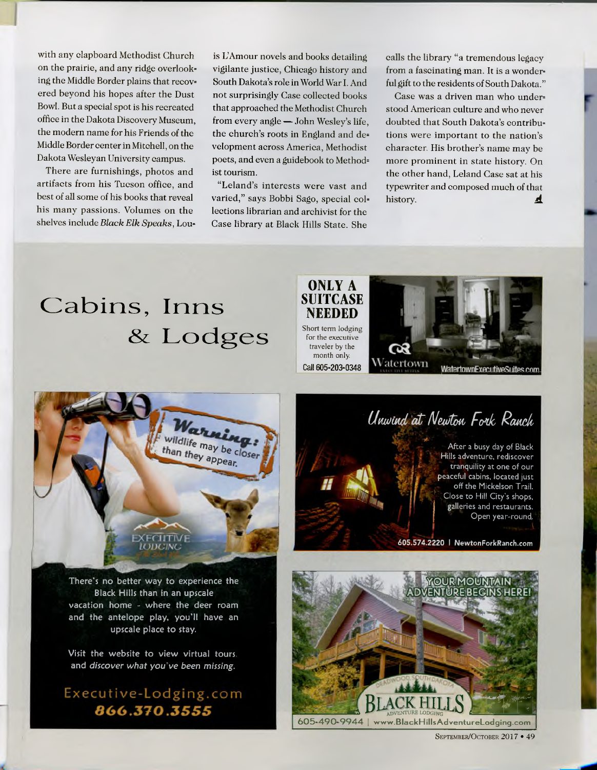with any clapboard Methodist Church on the prairie, and any ridge overlooking the Middle Border plains that recovered beyond his hopes after the Dust Bowl. But a special spot is his recreated office in the Dakota Discovery Museum, the modern name for his Friends of the Middle Border center in Mitchell, on the Dakota Wesleyan University campus.

There are furnishings, photos and artifacts from his Tucson office, and best of all some of his books that reveal his many passions. Volumes on the shelves include *Black Elk Speaks*, Louis L'Amour novels and books detailing vigilante justice, Chicago history and South Dakota's role in World War I. And not surprisingly Case collected books that approached the Methodist Church from every angle — John Wesley's life, the church's roots in England and development across America, Methodist poets, and even a guidebook to Methodist tourism.

"Leland's interests were vast and varied," says Bobbi Sago, special collections librarian and archivist for the Case library at Black Hills State. She calls the library "a tremendous legacy from a fascinating man. It is a wonderful gift to the residents of South Dakota."

Case was a driven man who understood American culture and who never doubted that South Dakota's contributions were important to the nation's character. His brother's name may be more prominent in state history. On the other hand, Leland Case sat at his typewriter and composed much of that history.

# Cabins, Inns & Lodges

**ONLY A SUITCASE NEEDED**

Short term lodging for the executive traveler by the month only.

Call 605-203-0348

Watertown

WatertownExecutiveSuites.com

*Warning: wildlife may be closer than they appear.*

Executive Lodging

There's no better way to experience the Black Hills than in an upscale vacation home - where the deer roam and the antelope play, you'll have an upscale place to stay.

Visit the website to view virtual tours and *discover what you've been missing.*

Executive-Lodging.com

**866.370.3555**

*Unwind at Newton Fork Ranch*

After a busy day of Black Hills adventure, rediscover tranquility at one of our peaceful cabins, located just off the Mickelson Trail. Close to Hill City's shops, galleries and restaurants. Open year-round.

605.574.2220 | NewtonForkRanch.com

YOUR MOUNTAIN ADVENTURE BEGINS HERE!

Deadwood, South Dakota

Black Hills Adventure Lodging

605-490-9944 | www.BlackHillsAdventureLodging.com